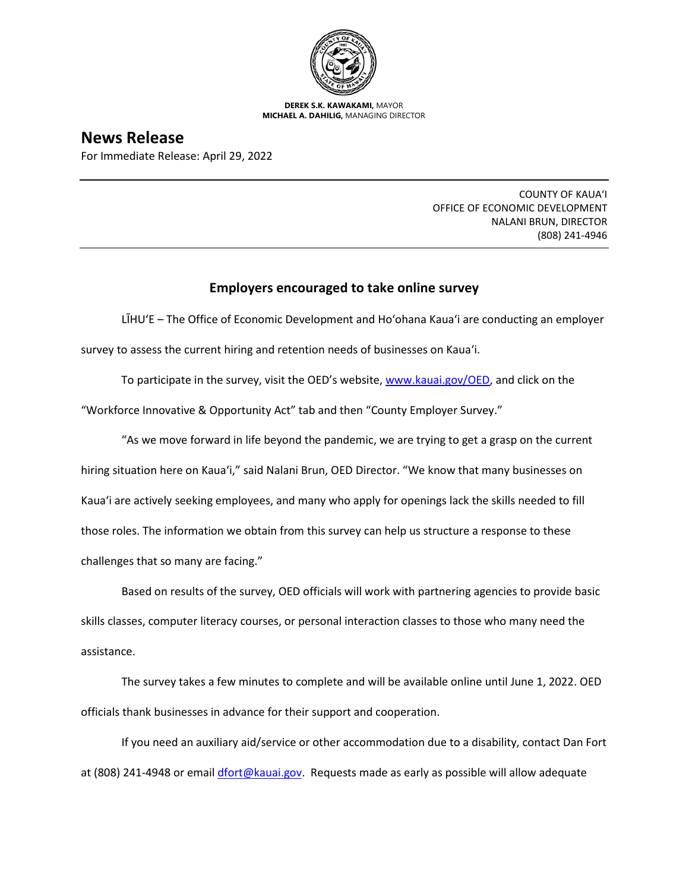**DEREK S.K. KAWAKAMI,** MAYOR
**MICHAEL A. DAHILIG,** MANAGING DIRECTOR

# News Release

For Immediate Release: April 29, 2022

COUNTY OF KAUAʻI
OFFICE OF ECONOMIC DEVELOPMENT
NALANI BRUN, DIRECTOR
(808) 241-4946

## Employers encouraged to take online survey

LĪHUʻE – The Office of Economic Development and Hoʻohana Kauaʻi are conducting an employer survey to assess the current hiring and retention needs of businesses on Kauaʻi.

To participate in the survey, visit the OED's website, [www.kauai.gov/OED](www.kauai.gov/OED), and click on the "Workforce Innovative & Opportunity Act" tab and then "County Employer Survey."

"As we move forward in life beyond the pandemic, we are trying to get a grasp on the current hiring situation here on Kauaʻi," said Nalani Brun, OED Director. "We know that many businesses on Kauaʻi are actively seeking employees, and many who apply for openings lack the skills needed to fill those roles. The information we obtain from this survey can help us structure a response to these challenges that so many are facing."

Based on results of the survey, OED officials will work with partnering agencies to provide basic skills classes, computer literacy courses, or personal interaction classes to those who many need the assistance.

The survey takes a few minutes to complete and will be available online until June 1, 2022. OED officials thank businesses in advance for their support and cooperation.

If you need an auxiliary aid/service or other accommodation due to a disability, contact Dan Fort at (808) 241-4948 or email [dfort@kauai.gov](mailto:dfort@kauai.gov). Requests made as early as possible will allow adequate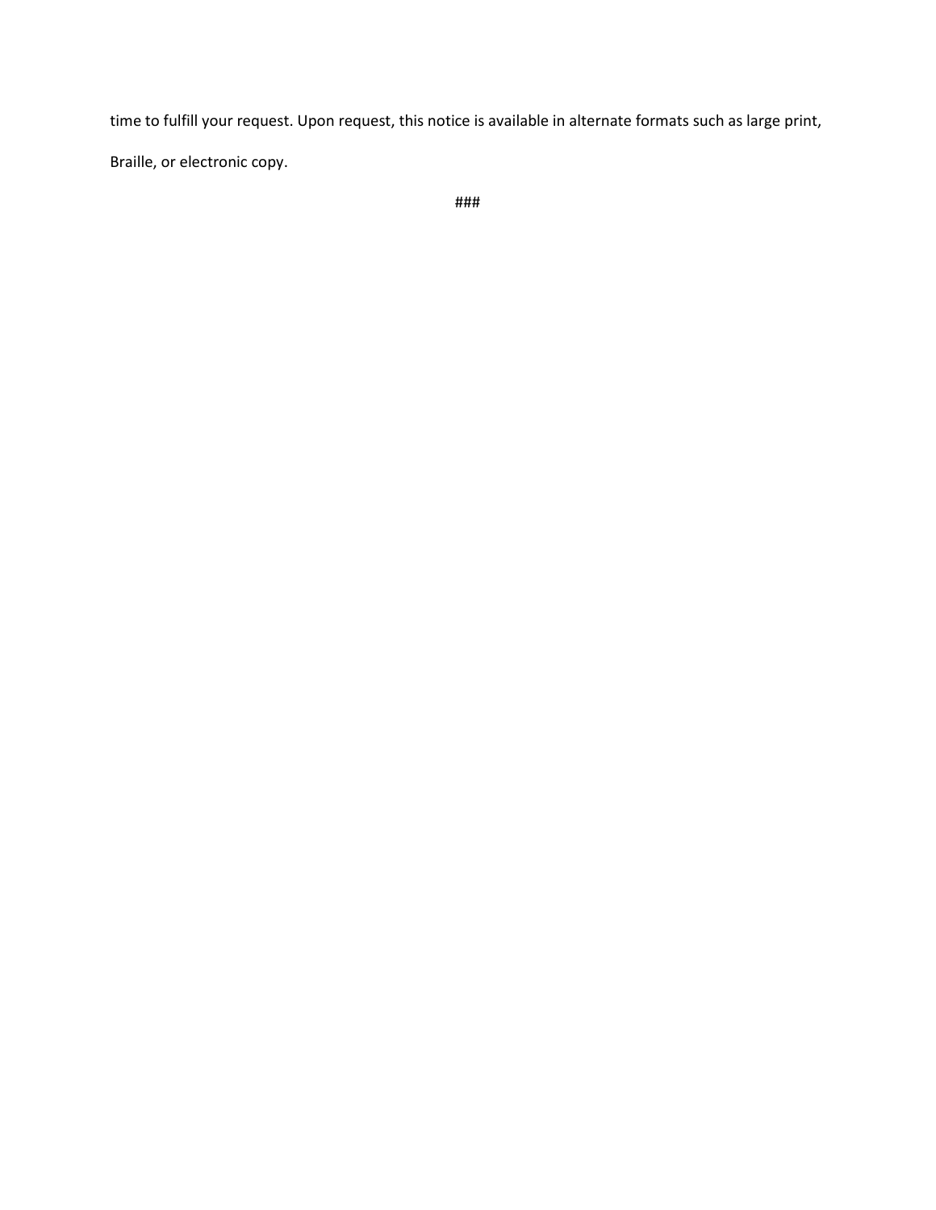time to fulfill your request. Upon request, this notice is available in alternate formats such as large print, Braille, or electronic copy.

###